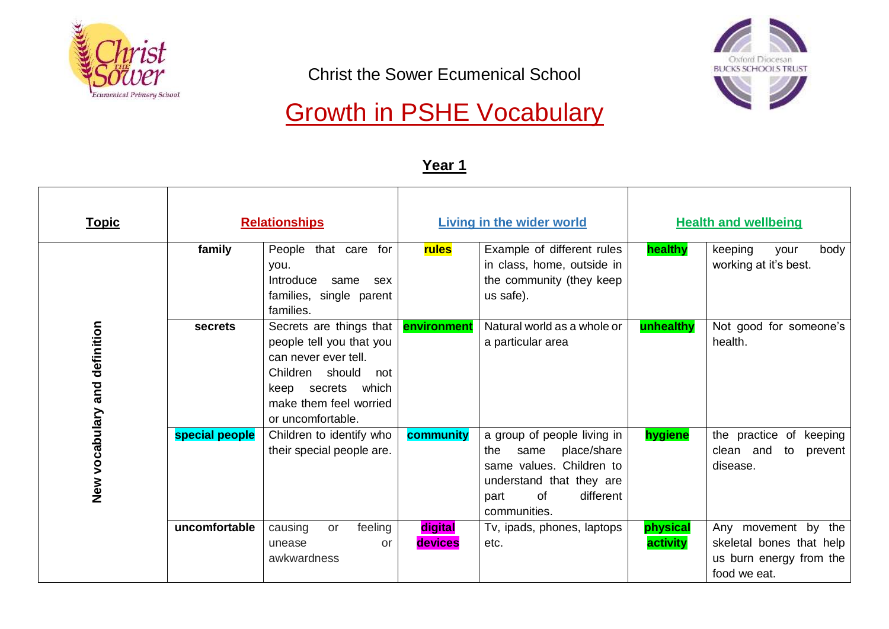Christ the Sower Ecumenical School

# Growth in PSHE Vocabulary

## Year 1

| Topic | Relationships | | Living in the wider world | | Health and wellbeing | |
|---|---|---|---|---|---|---|
| New vocabulary and definition | **family** | People that care for you. Introduce same sex families, single parent families. | **rules** | Example of different rules in class, home, outside in the community (they keep us safe). | **healthy** | keeping your body working at it's best. |
| | **secrets** | Secrets are things that people tell you that you can never ever tell. Children should not keep secrets which make them feel worried or uncomfortable. | **environment** | Natural world as a whole or a particular area | **unhealthy** | Not good for someone's health. |
| | **special people** | Children to identify who their special people are. | **community** | a group of people living in the same place/share same values. Children to understand that they are part of different communities. | **hygiene** | the practice of keeping clean and to prevent disease. |
| | **uncomfortable** | causing or feeling unease or awkwardness | **digital devices** | Tv, ipads, phones, laptops etc. | **physical activity** | Any movement by the skeletal bones that help us burn energy from the food we eat. |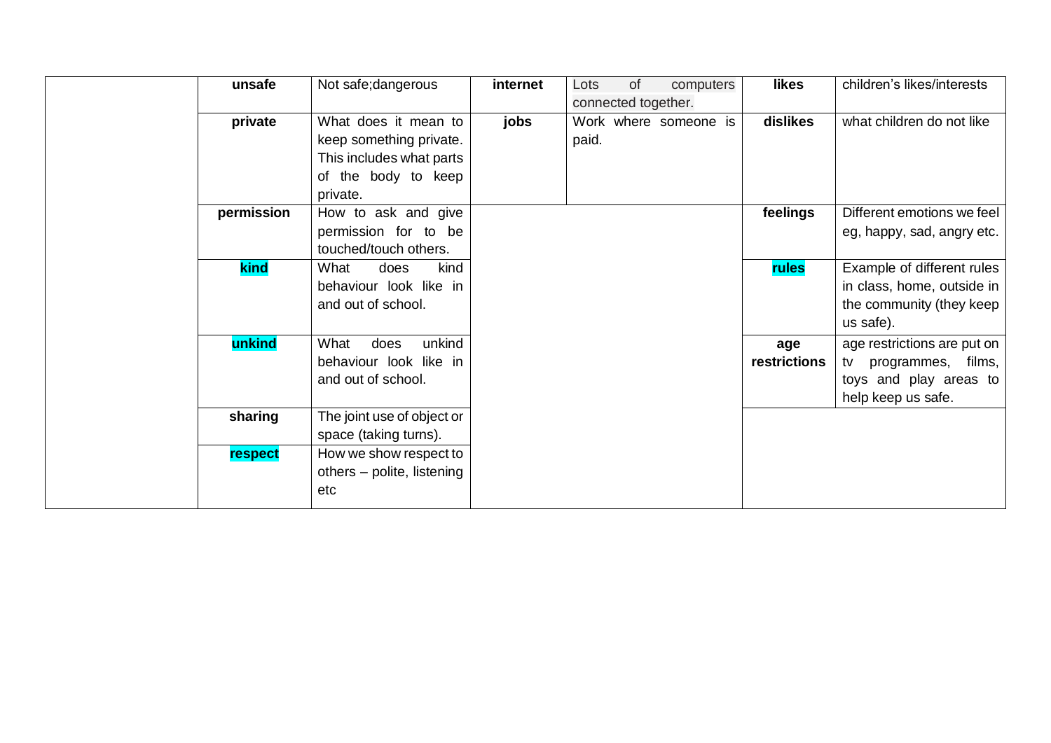| | | | | | | |
|---|---|---|---|---|---|---|
| | **unsafe** | Not safe;dangerous | **internet** | Lots of computers connected together. | **likes** | children's likes/interests |
| | **private** | What does it mean to keep something private. This includes what parts of the body to keep private. | **jobs** | Work where someone is paid. | **dislikes** | what children do not like |
| | **permission** | How to ask and give permission for to be touched/touch others. | | | **feelings** | Different emotions we feel eg, happy, sad, angry etc. |
| | **kind** | What does kind behaviour look like in and out of school. | | | **rules** | Example of different rules in class, home, outside in the community (they keep us safe). |
| | **unkind** | What does unkind behaviour look like in and out of school. | | | **age restrictions** | age restrictions are put on tv programmes, films, toys and play areas to help keep us safe. |
| | **sharing** | The joint use of object or space (taking turns). | | | | |
| | **respect** | How we show respect to others – polite, listening etc | | | | |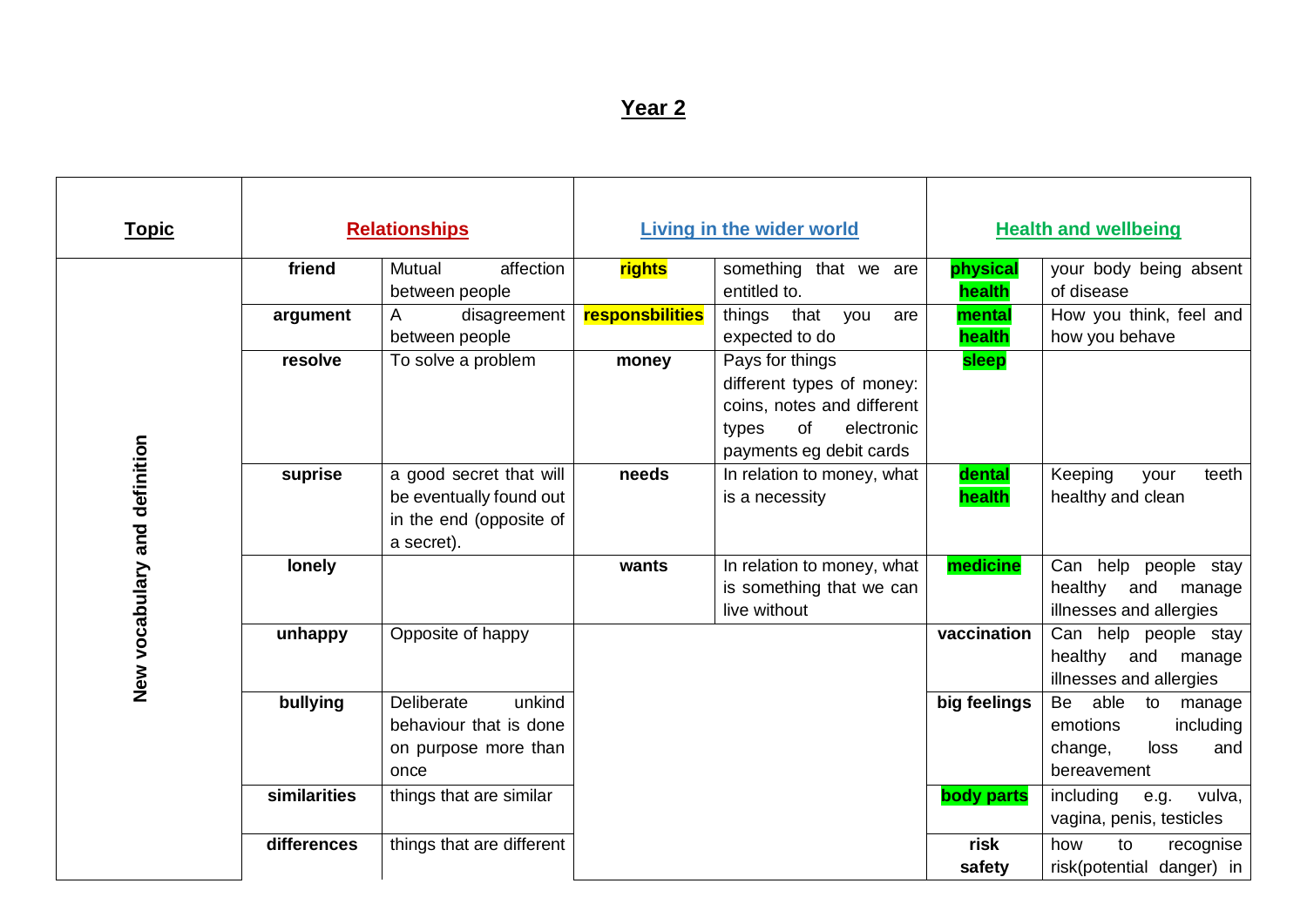# Year 2

| Topic | Relationships | | Living in the wider world | | Health and wellbeing | |
|---|---|---|---|---|---|---|
| New vocabulary and definition | **friend** | Mutual affection between people | **rights** | something that we are entitled to. | **physical health** | your body being absent of disease |
| | **argument** | A disagreement between people | **responsbilities** | things that you are expected to do | **mental health** | How you think, feel and how you behave |
| | **resolve** | To solve a problem | **money** | Pays for things different types of money: coins, notes and different types of electronic payments eg debit cards | **sleep** | |
| | **suprise** | a good secret that will be eventually found out in the end (opposite of a secret). | **needs** | In relation to money, what is a necessity | **dental health** | Keeping your teeth healthy and clean |
| | **lonely** | | **wants** | In relation to money, what is something that we can live without | **medicine** | Can help people stay healthy and manage illnesses and allergies |
| | **unhappy** | Opposite of happy | | | **vaccination** | Can help people stay healthy and manage illnesses and allergies |
| | **bullying** | Deliberate unkind behaviour that is done on purpose more than once | | | **big feelings** | Be able to manage emotions including change, loss and bereavement |
| | **similarities** | things that are similar | | | **body parts** | including e.g. vulva, vagina, penis, testicles |
| | **differences** | things that are different | | | **risk safety** | how to recognise risk(potential danger) in |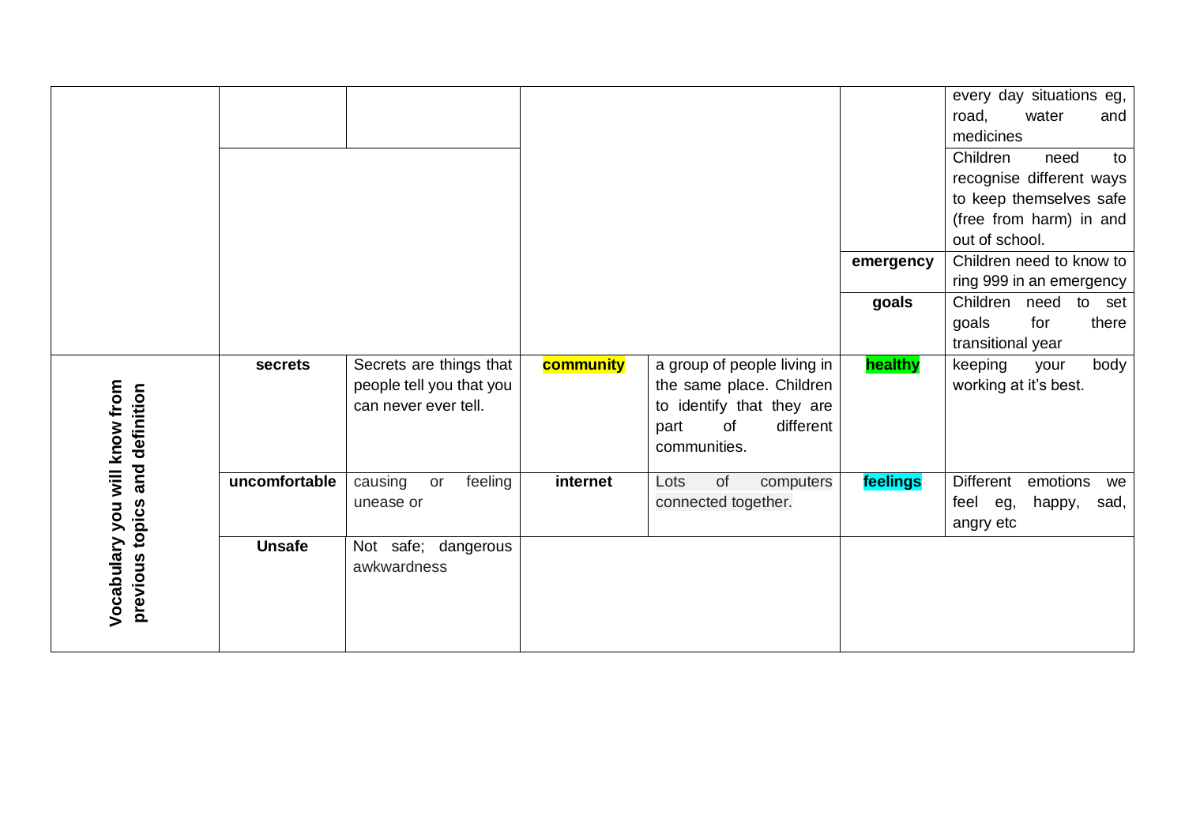| | | | | | | |
|---|---|---|---|---|---|---|
| | | | | | | every day situations eg, road, water and medicines |
| | | | | | | Children need to recognise different ways to keep themselves safe (free from harm) in and out of school. |
| | | | | | **emergency** | Children need to know to ring 999 in an emergency |
| | | | | | **goals** | Children need to set goals for there transitional year |
| **Vocabulary you will know from previous topics and definition** | **secrets** | Secrets are things that people tell you that you can never ever tell. | **community** | a group of people living in the same place. Children to identify that they are part of different communities. | **healthy** | keeping your body working at it's best. |
| | **uncomfortable** | causing or feeling unease or | **internet** | Lots of computers connected together. | **feelings** | Different emotions we feel eg, happy, sad, angry etc |
| | **Unsafe** | Not safe; dangerous awkwardness | | | | |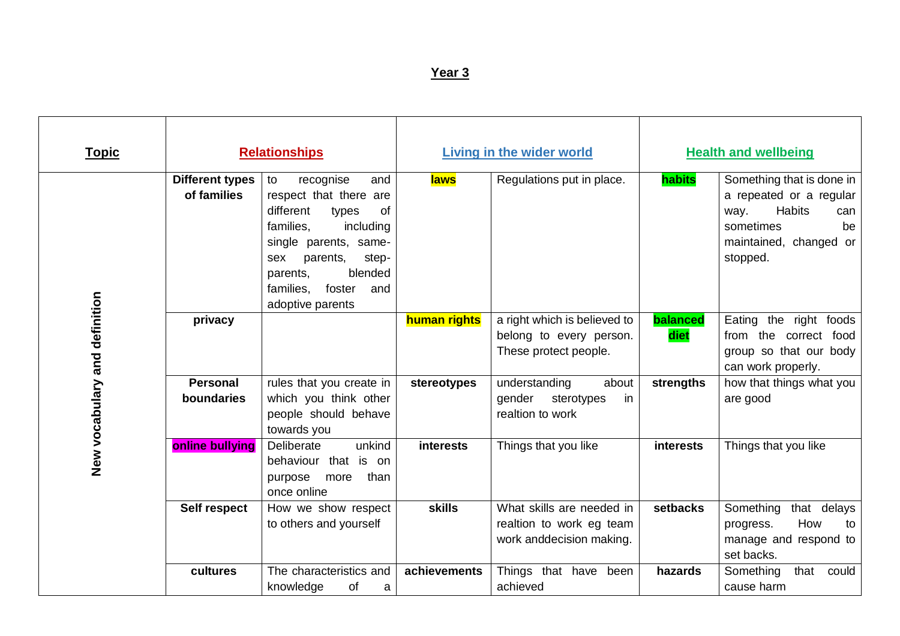# Year 3

| Topic | Relationships | | Living in the wider world | | Health and wellbeing | |
|---|---|---|---|---|---|---|
| New vocabulary and definition | **Different types of families** | to recognise and respect that there are different types of families, including single parents, same-sex parents, step-parents, blended families, foster and adoptive parents | **laws** | Regulations put in place. | **habits** | Something that is done in a repeated or a regular way. Habits can sometimes be maintained, changed or stopped. |
| | **privacy** | | **human rights** | a right which is believed to belong to every person. These protect people. | **balanced diet** | Eating the right foods from the correct food group so that our body can work properly. |
| | **Personal boundaries** | rules that you create in which you think other people should behave towards you | **stereotypes** | understanding about gender sterotypes in realtion to work | **strengths** | how that things what you are good |
| | **online bullying** | Deliberate unkind behaviour that is on purpose more than once online | **interests** | Things that you like | **interests** | Things that you like |
| | **Self respect** | How we show respect to others and yourself | **skills** | What skills are needed in realtion to work eg team work anddecision making. | **setbacks** | Something that delays progress. How to manage and respond to set backs. |
| | **cultures** | The characteristics and knowledge of a | **achievements** | Things that have been achieved | **hazards** | Something that could cause harm |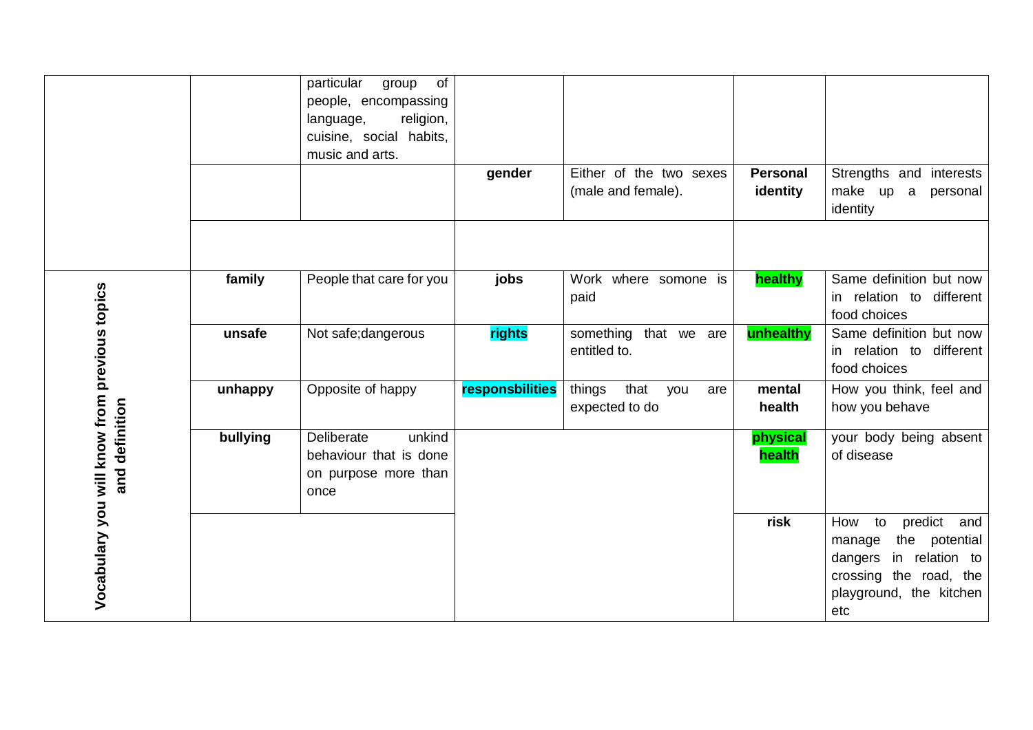| | | | | | | |
|---|---|---|---|---|---|---|
| | | particular group of people, encompassing language, religion, cuisine, social habits, music and arts. | | | | |
| | | | **gender** | Either of the two sexes (male and female). | **Personal identity** | Strengths and interests make up a personal identity |
| | | | | | | |
| **Vocabulary you will know from previous topics and definition** | **family** | People that care for you | **jobs** | Work where somone is paid | **healthy** | Same definition but now in relation to different food choices |
| | **unsafe** | Not safe;dangerous | **rights** | something that we are entitled to. | **unhealthy** | Same definition but now in relation to different food choices |
| | **unhappy** | Opposite of happy | **responsbilities** | things that you are expected to do | **mental health** | How you think, feel and how you behave |
| | **bullying** | Deliberate unkind behaviour that is done on purpose more than once | | | **physical health** | your body being absent of disease |
| | | | | | **risk** | How to predict and manage the potential dangers in relation to crossing the road, the playground, the kitchen etc |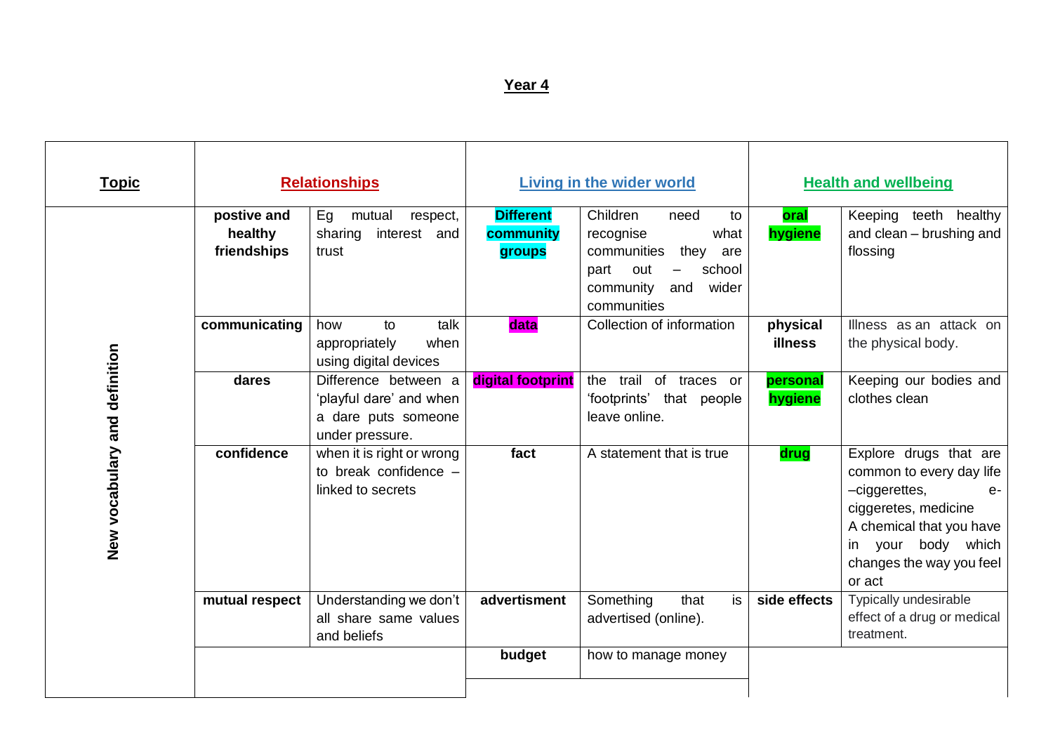# Year 4

| Topic | Relationships | | Living in the wider world | | Health and wellbeing | |
|---|---|---|---|---|---|---|
| New vocabulary and definition | **postive and healthy friendships** | Eg mutual respect, sharing interest and trust | **Different community groups** | Children need to recognise what communities they are part out – school community and wider communities | **oral hygiene** | Keeping teeth healthy and clean – brushing and flossing |
| | **communicating** | how to talk appropriately when using digital devices | **data** | Collection of information | **physical illness** | Illness as an attack on the physical body. |
| | **dares** | Difference between a 'playful dare' and when a dare puts someone under pressure. | **digital footprint** | the trail of traces or 'footprints' that people leave online. | **personal hygiene** | Keeping our bodies and clothes clean |
| | **confidence** | when it is right or wrong to break confidence – linked to secrets | **fact** | A statement that is true | **drug** | Explore drugs that are common to every day life –ciggerettes, e-ciggeretes, medicine<br>A chemical that you have in your body which changes the way you feel or act |
| | **mutual respect** | Understanding we don't all share same values and beliefs | **advertisment** | Something that is advertised (online). | **side effects** | Typically undesirable effect of a drug or medical treatment. |
| | | | **budget** | how to manage money | | |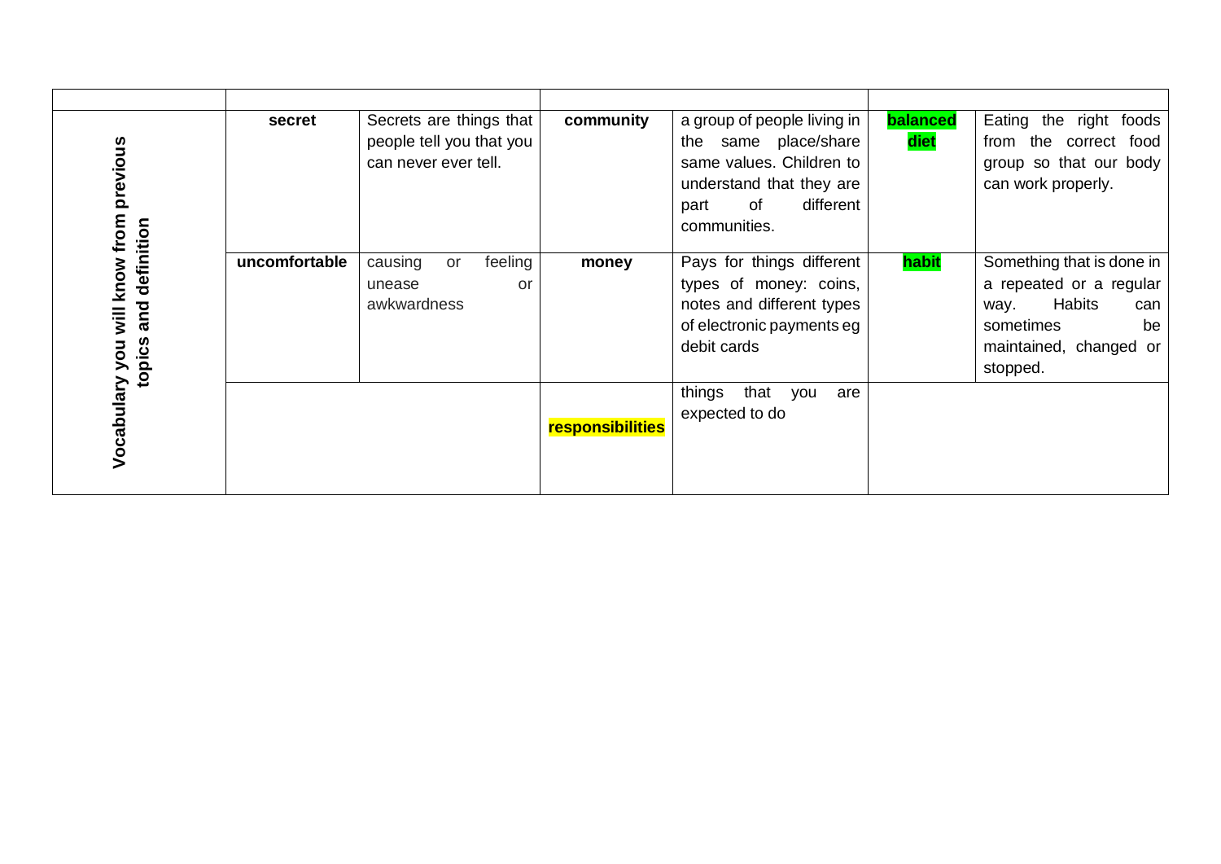| | | | | | | |
|---|---|---|---|---|---|---|
| **Vocabulary you will know from previous topics and definition** | **secret** | Secrets are things that people tell you that you can never ever tell. | **community** | a group of people living in the same place/share same values. Children to understand that they are part of different communities. | **balanced diet** | Eating the right foods from the correct food group so that our body can work properly. |
| | **uncomfortable** | causing or feeling unease or awkwardness | **money** | Pays for things different types of money: coins, notes and different types of electronic payments eg debit cards | **habit** | Something that is done in a repeated or a regular way. Habits can sometimes be maintained, changed or stopped. |
| | | | **responsibilities** | things that you are expected to do | | |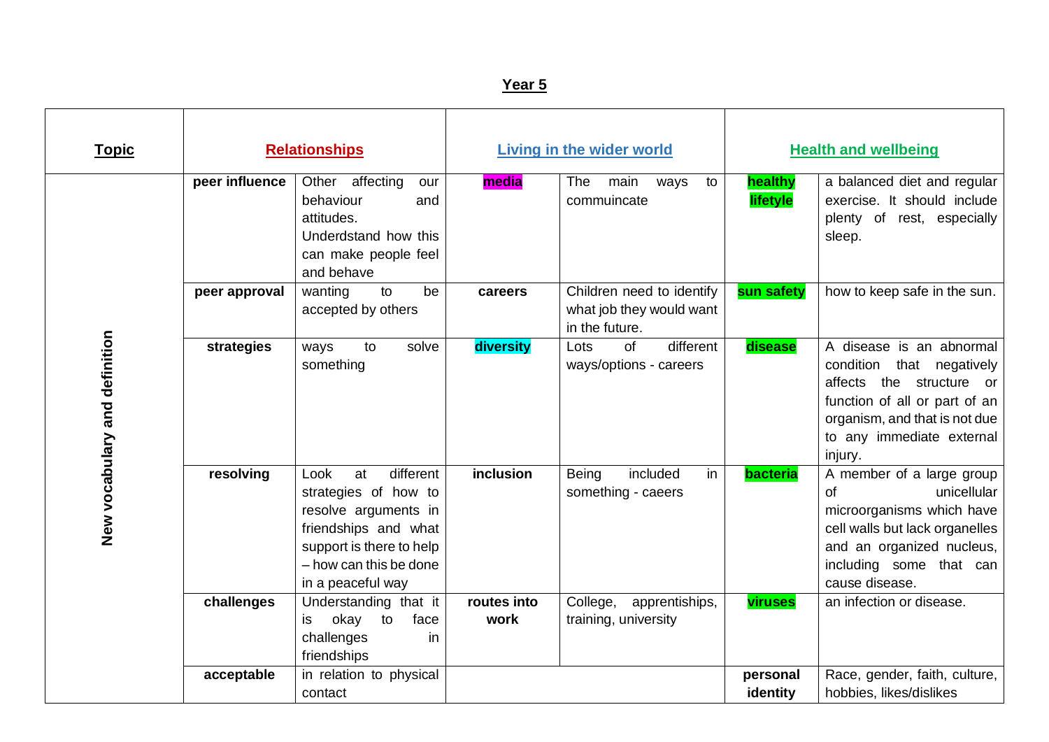**Year 5**

| **Topic** | **Relationships** | | **Living in the wider world** | | **Health and wellbeing** | |
|---|---|---|---|---|---|---|
| **New vocabulary and definition** | **peer influence** | Other affecting our behaviour and attitudes. Underdstand how this can make people feel and behave | **media** | The main ways to commuincate | **healthy lifetyle** | a balanced diet and regular exercise. It should include plenty of rest, especially sleep. |
| | **peer approval** | wanting to be accepted by others | **careers** | Children need to identify what job they would want in the future. | **sun safety** | how to keep safe in the sun. |
| | **strategies** | ways to solve something | **diversity** | Lots of different ways/options - careers | **disease** | A disease is an abnormal condition that negatively affects the structure or function of all or part of an organism, and that is not due to any immediate external injury. |
| | **resolving** | Look at different strategies of how to resolve arguments in friendships and what support is there to help – how can this be done in a peaceful way | **inclusion** | Being included in something - caeers | **bacteria** | A member of a large group of unicellular microorganisms which have cell walls but lack organelles and an organized nucleus, including some that can cause disease. |
| | **challenges** | Understanding that it is okay to face challenges in friendships | **routes into work** | College, apprentiships, training, university | **viruses** | an infection or disease. |
| | **acceptable** | in relation to physical contact | | | **personal identity** | Race, gender, faith, culture, hobbies, likes/dislikes |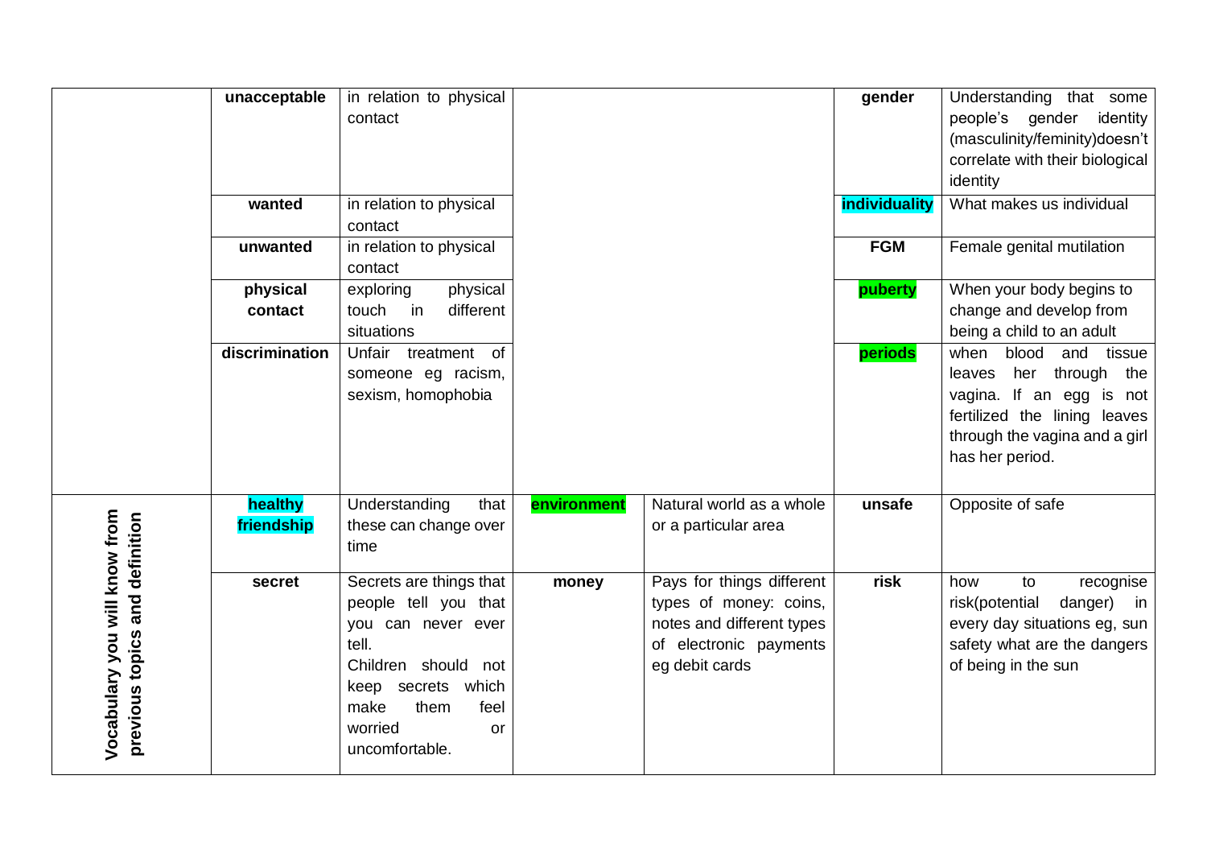| | | | | | | |
|---|---|---|---|---|---|---|
| | **unacceptable** | in relation to physical contact | | | **gender** | Understanding that some people's gender identity (masculinity/feminity)doesn't correlate with their biological identity |
| | **wanted** | in relation to physical contact | | | **individuality** | What makes us individual |
| | **unwanted** | in relation to physical contact | | | **FGM** | Female genital mutilation |
| | **physical contact** | exploring physical touch in different situations | | | **puberty** | When your body begins to change and develop from being a child to an adult |
| | **discrimination** | Unfair treatment of someone eg racism, sexism, homophobia | | | **periods** | when blood and tissue leaves her through the vagina. If an egg is not fertilized the lining leaves through the vagina and a girl has her period. |
| **Vocabulary you will know from previous topics and definition** | **healthy friendship** | Understanding that these can change over time | **environment** | Natural world as a whole or a particular area | **unsafe** | Opposite of safe |
| | **secret** | Secrets are things that people tell you that you can never ever tell. Children should not keep secrets which make them feel worried or uncomfortable. | **money** | Pays for things different types of money: coins, notes and different types of electronic payments eg debit cards | **risk** | how to recognise risk(potential danger) in every day situations eg, sun safety what are the dangers of being in the sun |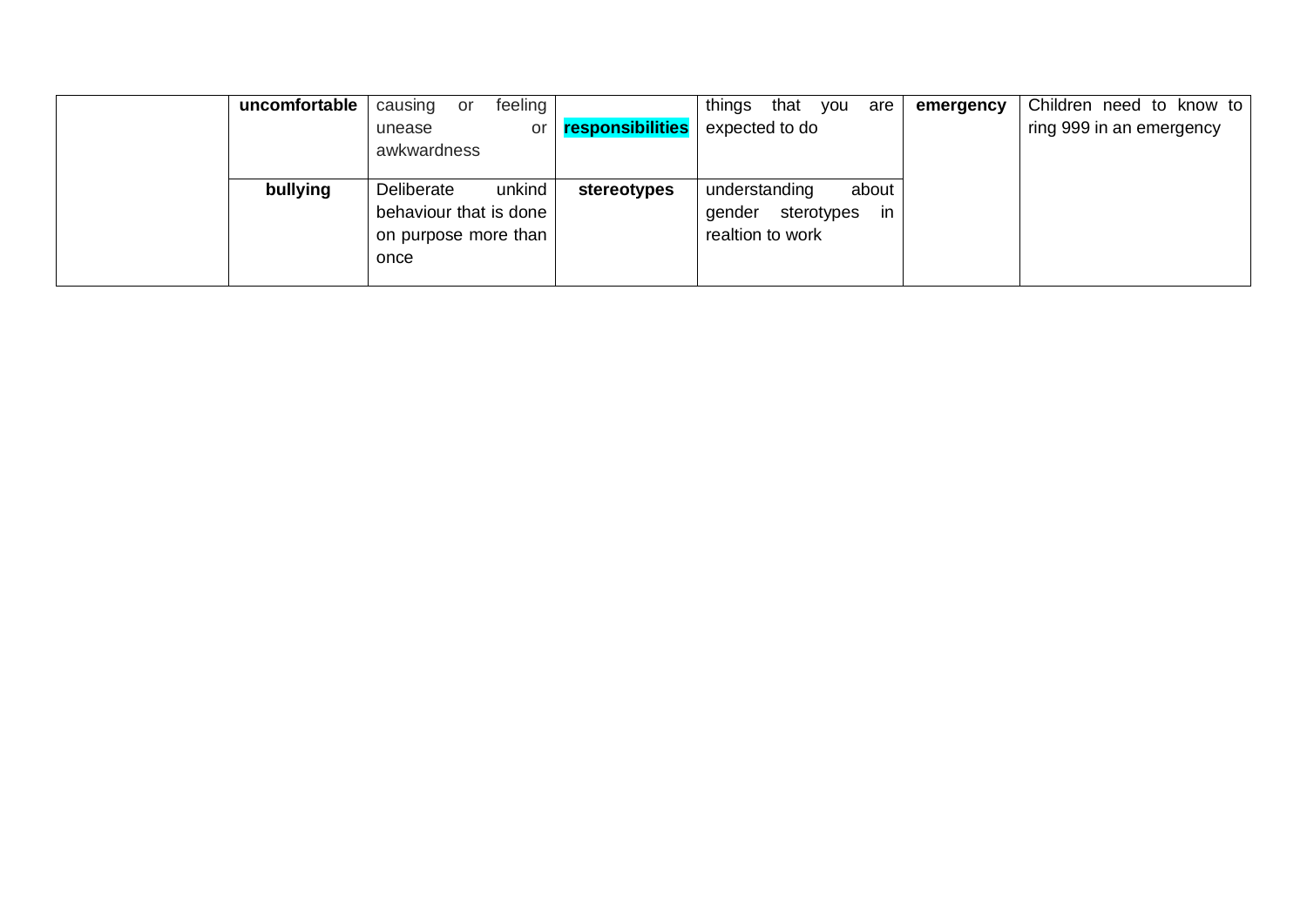|  |  |  |  |  |  |  |
|---|---|---|---|---|---|---|
|  | **uncomfortable** | causing or feeling unease or awkwardness | **responsibilities** | things that you are expected to do | **emergency** | Children need to know to ring 999 in an emergency |
|  | **bullying** | Deliberate unkind behaviour that is done on purpose more than once | **stereotypes** | understanding about gender sterotypes in realtion to work |  |  |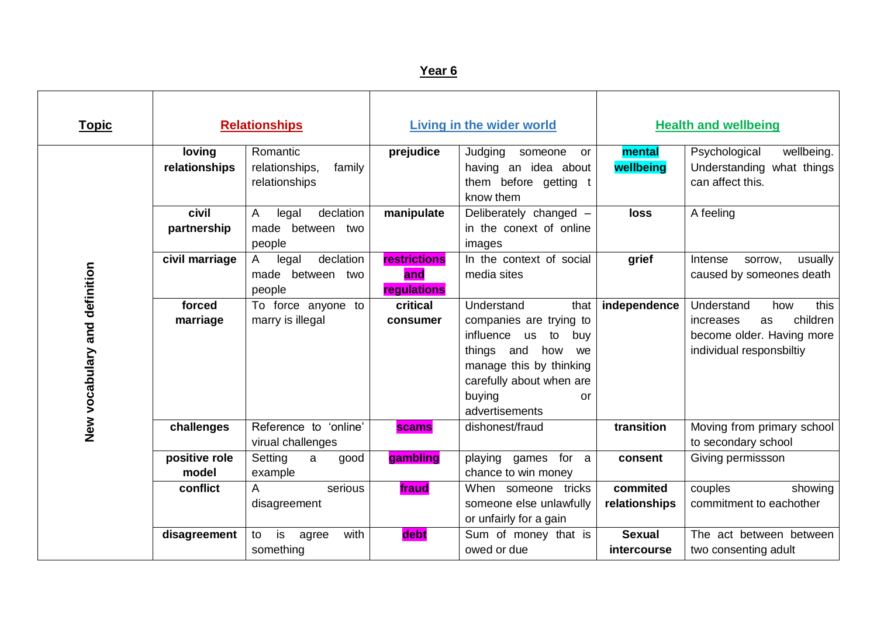## Year 6

| Topic | Relationships | | Living in the wider world | | Health and wellbeing | |
|---|---|---|---|---|---|---|
| New vocabulary and definition | **loving relationships** | Romantic relationships, family relationships | **prejudice** | Judging someone or having an idea about them before getting t know them | **mental wellbeing** | Psychological wellbeing. Understanding what things can affect this. |
| | **civil partnership** | A legal declation made between two people | **manipulate** | Deliberately changed – in the conext of online images | **loss** | A feeling |
| | **civil marriage** | A legal declation made between two people | **restrictions and regulations** | In the context of social media sites | **grief** | Intense sorrow, usually caused by someones death |
| | **forced marriage** | To force anyone to marry is illegal | **critical consumer** | Understand that companies are trying to influence us to buy things and how we manage this by thinking carefully about when are buying or advertisements | **independence** | Understand how this increases as children become older. Having more individual responsbiltiy |
| | **challenges** | Reference to 'online' virual challenges | **scams** | dishonest/fraud | **transition** | Moving from primary school to secondary school |
| | **positive role model** | Setting a good example | **gambling** | playing games for a chance to win money | **consent** | Giving permissson |
| | **conflict** | A serious disagreement | **fraud** | When someone tricks someone else unlawfully or unfairly for a gain | **commited relationships** | couples showing commitment to eachother |
| | **disagreement** | to is agree with something | **debt** | Sum of money that is owed or due | **Sexual intercourse** | The act between between two consenting adult |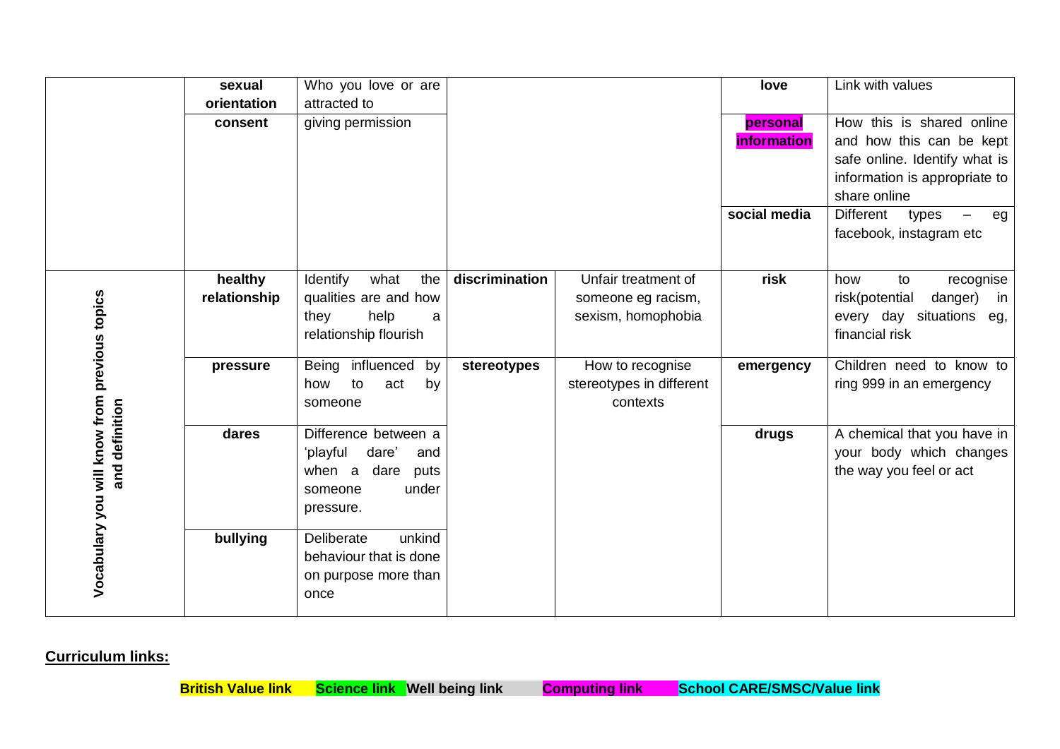| | | | | | | |
|---|---|---|---|---|---|---|
| | **sexual orientation** | Who you love or are attracted to | | | **love** | Link with values |
| | **consent** | giving permission | | | **personal information** | How this is shared online and how this can be kept safe online. Identify what is information is appropriate to share online |
| | | | | | **social media** | Different types – eg facebook, instagram etc |
| **Vocabulary you will know from previous topics and definition** | **healthy relationship** | Identify what the qualities are and how they help a relationship flourish | **discrimination** | Unfair treatment of someone eg racism, sexism, homophobia | **risk** | how to recognise risk(potential danger) in every day situations eg, financial risk |
| | **pressure** | Being influenced by how to act by someone | **stereotypes** | How to recognise stereotypes in different contexts | **emergency** | Children need to know to ring 999 in an emergency |
| | **dares** | Difference between a 'playful dare' and when a dare puts someone under pressure. | | | **drugs** | A chemical that you have in your body which changes the way you feel or act |
| | **bullying** | Deliberate unkind behaviour that is done on purpose more than once | | | | |

**Curriculum links:**

**British Value link** **Science link** **Well being link** **Computing link** **School CARE/SMSC/Value link**